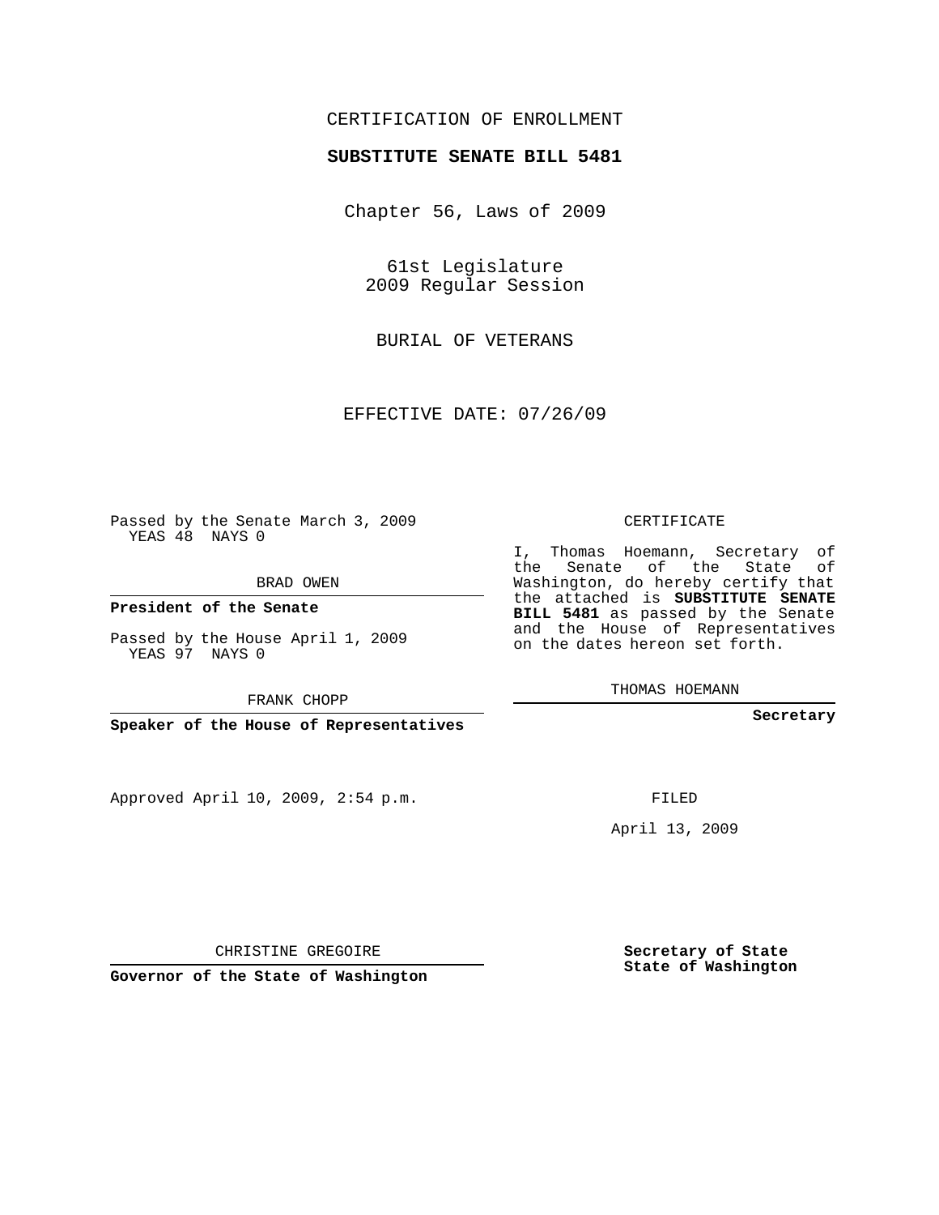CERTIFICATION OF ENROLLMENT

**SUBSTITUTE SENATE BILL 5481**

Chapter 56, Laws of 2009

61st Legislature
2009 Regular Session

BURIAL OF VETERANS

EFFECTIVE DATE: 07/26/09

Passed by the Senate March 3, 2009
YEAS 48 NAYS 0

BRAD OWEN

**President of the Senate**

Passed by the House April 1, 2009
YEAS 97 NAYS 0

FRANK CHOPP

**Speaker of the House of Representatives**

CERTIFICATE

I, Thomas Hoemann, Secretary of the Senate of the State of Washington, do hereby certify that the attached is **SUBSTITUTE SENATE BILL 5481** as passed by the Senate and the House of Representatives on the dates hereon set forth.

THOMAS HOEMANN

**Secretary**

Approved April 10, 2009, 2:54 p.m.

FILED

April 13, 2009

CHRISTINE GREGOIRE

**Governor of the State of Washington**

**Secretary of State**
**State of Washington**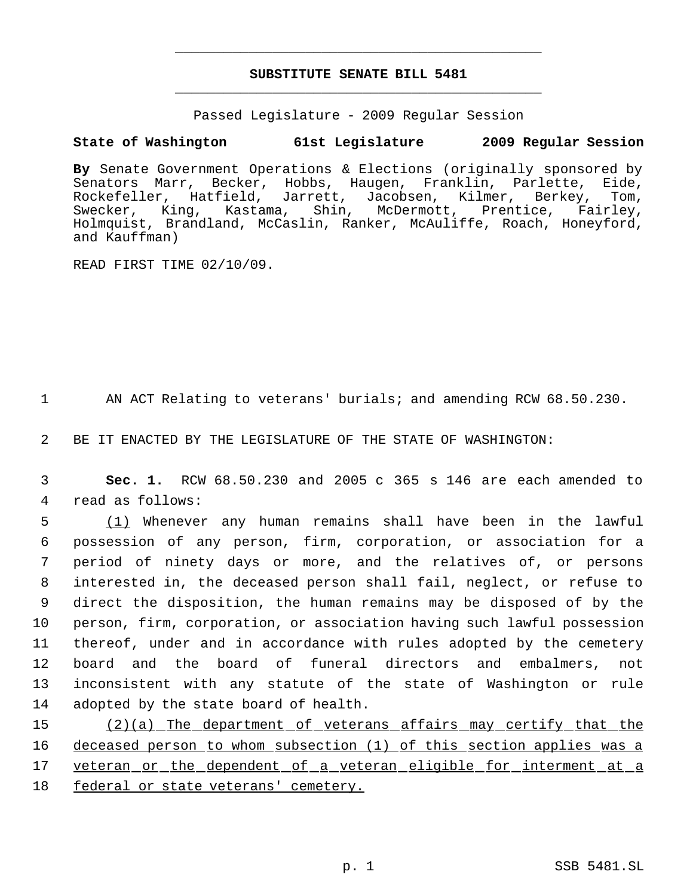# SUBSTITUTE SENATE BILL 5481

Passed Legislature - 2009 Regular Session

**State of Washington 61st Legislature 2009 Regular Session**

**By** Senate Government Operations & Elections (originally sponsored by Senators Marr, Becker, Hobbs, Haugen, Franklin, Parlette, Eide, Rockefeller, Hatfield, Jarrett, Jacobsen, Kilmer, Berkey, Tom, Swecker, King, Kastama, Shin, McDermott, Prentice, Fairley, Holmquist, Brandland, McCaslin, Ranker, McAuliffe, Roach, Honeyford, and Kauffman)

READ FIRST TIME 02/10/09.

1 AN ACT Relating to veterans' burials; and amending RCW 68.50.230.

2 BE IT ENACTED BY THE LEGISLATURE OF THE STATE OF WASHINGTON:

3 **Sec. 1.** RCW 68.50.230 and 2005 c 365 s 146 are each amended to
4 read as follows:

5 (1) Whenever any human remains shall have been in the lawful
6 possession of any person, firm, corporation, or association for a
7 period of ninety days or more, and the relatives of, or persons
8 interested in, the deceased person shall fail, neglect, or refuse to
9 direct the disposition, the human remains may be disposed of by the
10 person, firm, corporation, or association having such lawful possession
11 thereof, under and in accordance with rules adopted by the cemetery
12 board and the board of funeral directors and embalmers, not
13 inconsistent with any statute of the state of Washington or rule
14 adopted by the state board of health.

15 (2)(a) The department of veterans affairs may certify that the
16 deceased person to whom subsection (1) of this section applies was a
17 veteran or the dependent of a veteran eligible for interment at a
18 federal or state veterans' cemetery.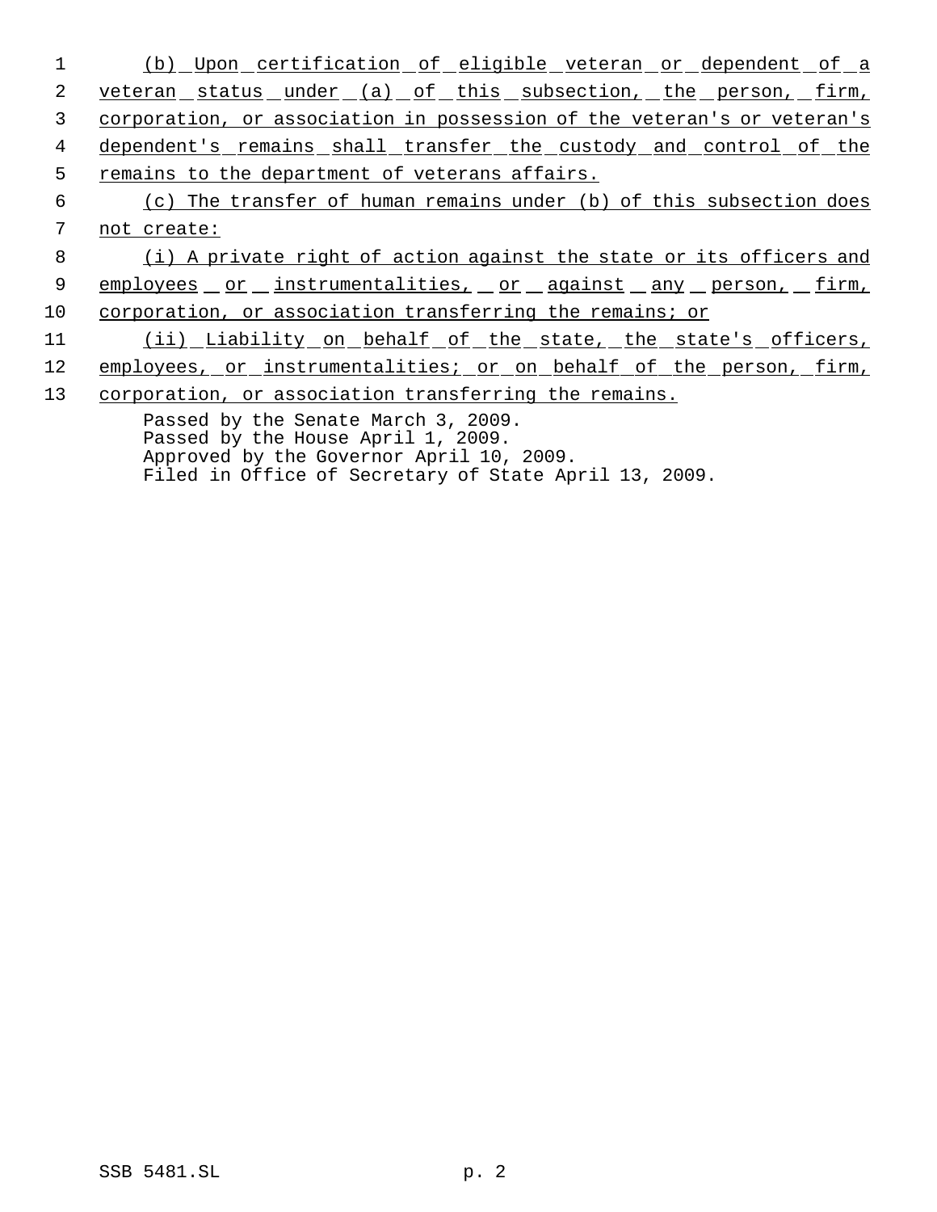(b) Upon certification of eligible veteran or dependent of a veteran status under (a) of this subsection, the person, firm, corporation, or association in possession of the veteran's or veteran's dependent's remains shall transfer the custody and control of the remains to the department of veterans affairs.

(c) The transfer of human remains under (b) of this subsection does not create:

(i) A private right of action against the state or its officers and employees or instrumentalities, or against any person, firm, corporation, or association transferring the remains; or

(ii) Liability on behalf of the state, the state's officers, employees, or instrumentalities; or on behalf of the person, firm, corporation, or association transferring the remains.

Passed by the Senate March 3, 2009.
Passed by the House April 1, 2009.
Approved by the Governor April 10, 2009.
Filed in Office of Secretary of State April 13, 2009.